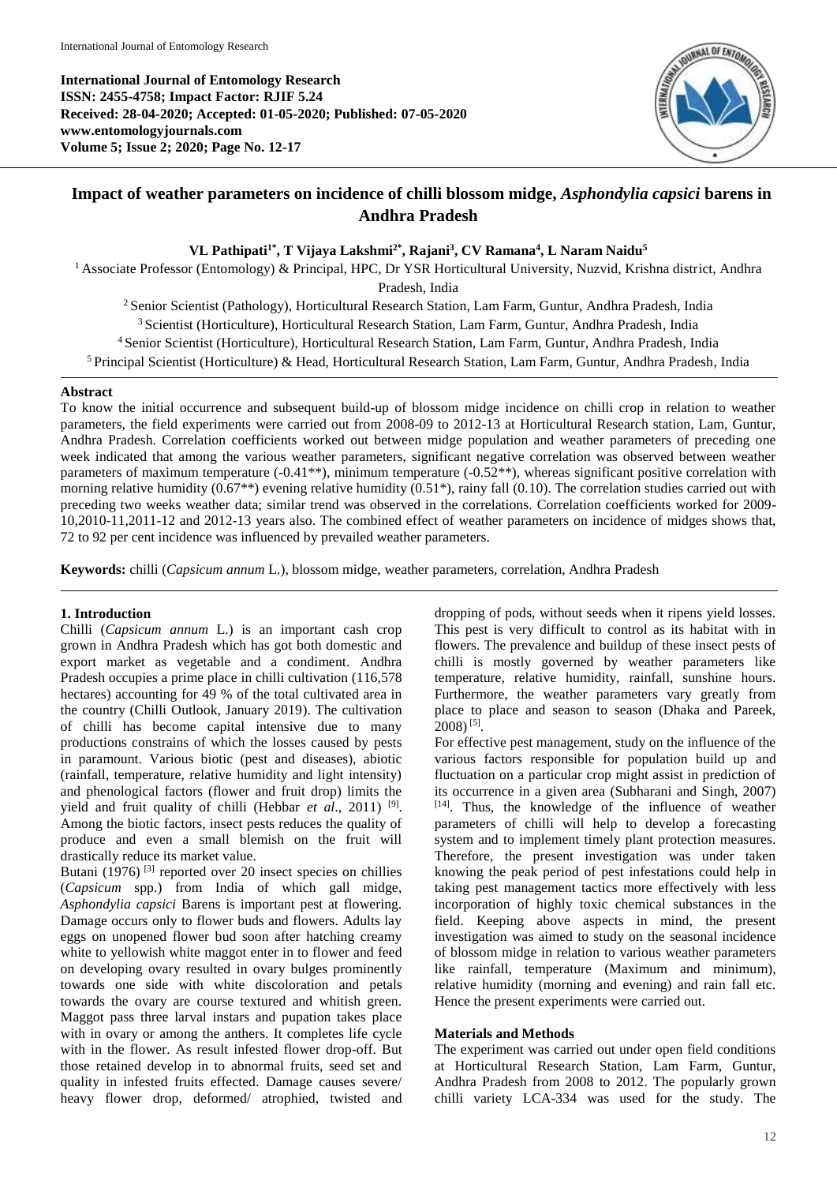**International Journal of Entomology Research**
**ISSN: 2455-4758; Impact Factor: RJIF 5.24**
**Received: 28-04-2020; Accepted: 01-05-2020; Published: 07-05-2020**
**www.entomologyjournals.com**
**Volume 5; Issue 2; 2020; Page No. 12-17**

# Impact of weather parameters on incidence of chilli blossom midge, *Asphondylia capsici* barens in Andhra Pradesh

**VL Pathipati[1*], T Vijaya Lakshmi[2*], Rajani[3], CV Ramana[4], L Naram Naidu[5]**

[1] Associate Professor (Entomology) & Principal, HPC, Dr YSR Horticultural University, Nuzvid, Krishna district, Andhra Pradesh, India
[2] Senior Scientist (Pathology), Horticultural Research Station, Lam Farm, Guntur, Andhra Pradesh, India
[3] Scientist (Horticulture), Horticultural Research Station, Lam Farm, Guntur, Andhra Pradesh, India
[4] Senior Scientist (Horticulture), Horticultural Research Station, Lam Farm, Guntur, Andhra Pradesh, India
[5] Principal Scientist (Horticulture) & Head, Horticultural Research Station, Lam Farm, Guntur, Andhra Pradesh, India

## Abstract

To know the initial occurrence and subsequent build-up of blossom midge incidence on chilli crop in relation to weather parameters, the field experiments were carried out from 2008-09 to 2012-13 at Horticultural Research station, Lam, Guntur, Andhra Pradesh. Correlation coefficients worked out between midge population and weather parameters of preceding one week indicated that among the various weather parameters, significant negative correlation was observed between weather parameters of maximum temperature (-0.41**), minimum temperature (-0.52**), whereas significant positive correlation with morning relative humidity (0.67**) evening relative humidity (0.51*), rainy fall (0.10). The correlation studies carried out with preceding two weeks weather data; similar trend was observed in the correlations. Correlation coefficients worked for 2009-10,2010-11,2011-12 and 2012-13 years also. The combined effect of weather parameters on incidence of midges shows that, 72 to 92 per cent incidence was influenced by prevailed weather parameters.

**Keywords:** chilli (*Capsicum annum* L.), blossom midge, weather parameters, correlation, Andhra Pradesh

## 1. Introduction

Chilli (*Capsicum annum* L.) is an important cash crop grown in Andhra Pradesh which has got both domestic and export market as vegetable and a condiment. Andhra Pradesh occupies a prime place in chilli cultivation (116,578 hectares) accounting for 49 % of the total cultivated area in the country (Chilli Outlook, January 2019). The cultivation of chilli has become capital intensive due to many productions constrains of which the losses caused by pests in paramount. Various biotic (pest and diseases), abiotic (rainfall, temperature, relative humidity and light intensity) and phenological factors (flower and fruit drop) limits the yield and fruit quality of chilli (Hebbar *et al*., 2011) [9]. Among the biotic factors, insect pests reduces the quality of produce and even a small blemish on the fruit will drastically reduce its market value.

Butani (1976) [3] reported over 20 insect species on chillies (*Capsicum* spp.) from India of which gall midge, *Asphondylia capsici* Barens is important pest at flowering. Damage occurs only to flower buds and flowers. Adults lay eggs on unopened flower bud soon after hatching creamy white to yellowish white maggot enter in to flower and feed on developing ovary resulted in ovary bulges prominently towards one side with white discoloration and petals towards the ovary are course textured and whitish green. Maggot pass three larval instars and pupation takes place with in ovary or among the anthers. It completes life cycle with in the flower. As result infested flower drop-off. But those retained develop in to abnormal fruits, seed set and quality in infested fruits effected. Damage causes severe/ heavy flower drop, deformed/ atrophied, twisted and dropping of pods, without seeds when it ripens yield losses. This pest is very difficult to control as its habitat with in flowers. The prevalence and buildup of these insect pests of chilli is mostly governed by weather parameters like temperature, relative humidity, rainfall, sunshine hours. Furthermore, the weather parameters vary greatly from place to place and season to season (Dhaka and Pareek, 2008) [5].

For effective pest management, study on the influence of the various factors responsible for population build up and fluctuation on a particular crop might assist in prediction of its occurrence in a given area (Subharani and Singh, 2007) [14]. Thus, the knowledge of the influence of weather parameters of chilli will help to develop a forecasting system and to implement timely plant protection measures. Therefore, the present investigation was under taken knowing the peak period of pest infestations could help in taking pest management tactics more effectively with less incorporation of highly toxic chemical substances in the field. Keeping above aspects in mind, the present investigation was aimed to study on the seasonal incidence of blossom midge in relation to various weather parameters like rainfall, temperature (Maximum and minimum), relative humidity (morning and evening) and rain fall etc. Hence the present experiments were carried out.

## Materials and Methods

The experiment was carried out under open field conditions at Horticultural Research Station, Lam Farm, Guntur, Andhra Pradesh from 2008 to 2012. The popularly grown chilli variety LCA-334 was used for the study. The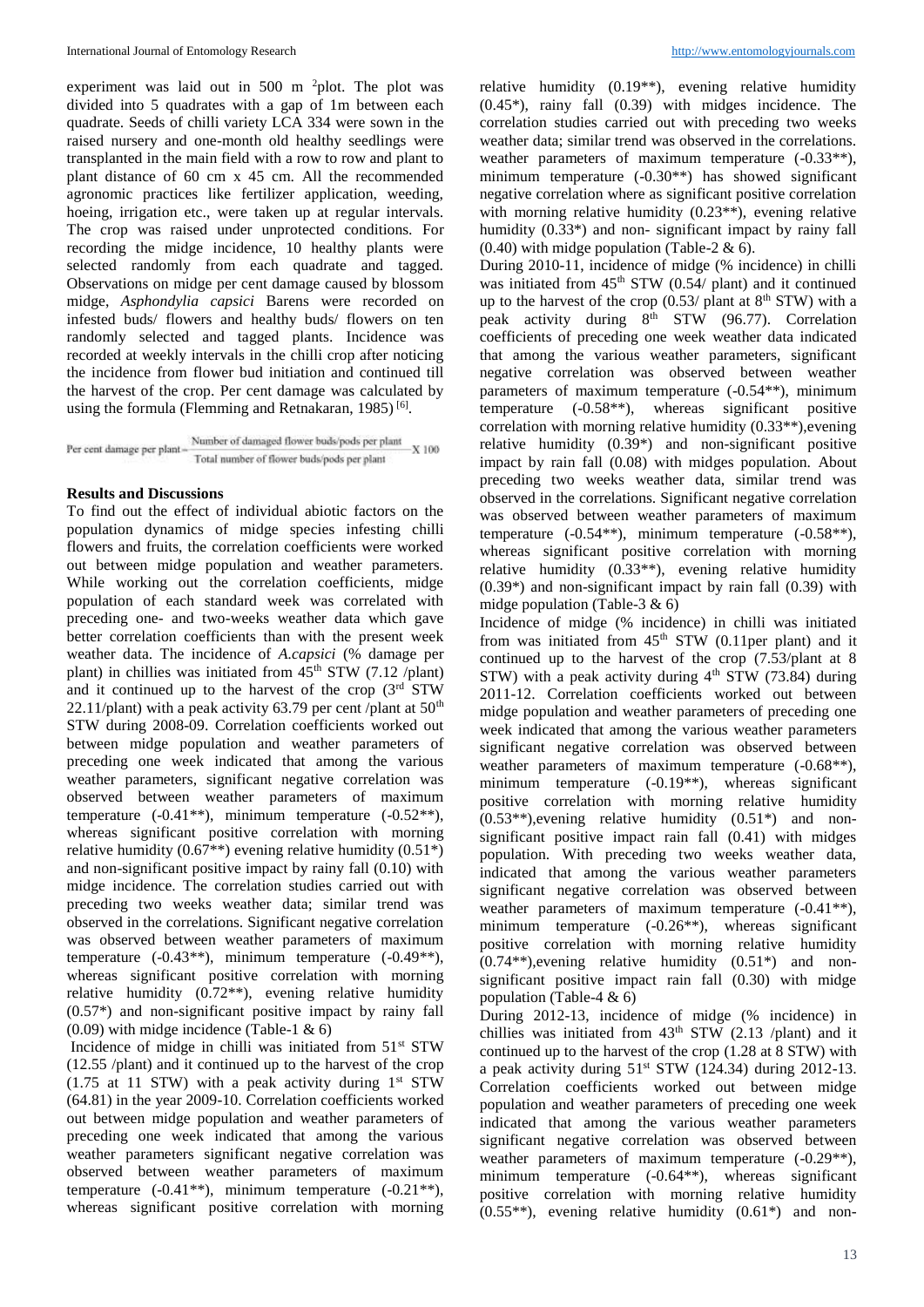experiment was laid out in 500 m ²plot. The plot was divided into 5 quadrates with a gap of 1m between each quadrate. Seeds of chilli variety LCA 334 were sown in the raised nursery and one-month old healthy seedlings were transplanted in the main field with a row to row and plant to plant distance of 60 cm x 45 cm. All the recommended agronomic practices like fertilizer application, weeding, hoeing, irrigation etc., were taken up at regular intervals. The crop was raised under unprotected conditions. For recording the midge incidence, 10 healthy plants were selected randomly from each quadrate and tagged. Observations on midge per cent damage caused by blossom midge, *Asphondylia capsici* Barens were recorded on infested buds/ flowers and healthy buds/ flowers on ten randomly selected and tagged plants. Incidence was recorded at weekly intervals in the chilli crop after noticing the incidence from flower bud initiation and continued till the harvest of the crop. Per cent damage was calculated by using the formula (Flemming and Retnakaran, 1985) [6].

$$\text{Per cent damage per plant} = \frac{\text{Number of damaged flower buds/pods per plant}}{\text{Total number of flower buds/pods per plant}} \times 100$$

## Results and Discussions

To find out the effect of individual abiotic factors on the population dynamics of midge species infesting chilli flowers and fruits, the correlation coefficients were worked out between midge population and weather parameters. While working out the correlation coefficients, midge population of each standard week was correlated with preceding one- and two-weeks weather data which gave better correlation coefficients than with the present week weather data. The incidence of *A.capsici* (% damage per plant) in chillies was initiated from 45th STW (7.12 /plant) and it continued up to the harvest of the crop (3rd STW 22.11/plant) with a peak activity 63.79 per cent /plant at 50th STW during 2008-09. Correlation coefficients worked out between midge population and weather parameters of preceding one week indicated that among the various weather parameters, significant negative correlation was observed between weather parameters of maximum temperature (-0.41**), minimum temperature (-0.52**), whereas significant positive correlation with morning relative humidity (0.67**) evening relative humidity (0.51*) and non-significant positive impact by rainy fall (0.10) with midge incidence. The correlation studies carried out with preceding two weeks weather data; similar trend was observed in the correlations. Significant negative correlation was observed between weather parameters of maximum temperature (-0.43**), minimum temperature (-0.49**), whereas significant positive correlation with morning relative humidity (0.72**), evening relative humidity (0.57*) and non-significant positive impact by rainy fall (0.09) with midge incidence (Table-1 & 6)

Incidence of midge in chilli was initiated from 51st STW (12.55 /plant) and it continued up to the harvest of the crop (1.75 at 11 STW) with a peak activity during 1st STW (64.81) in the year 2009-10. Correlation coefficients worked out between midge population and weather parameters of preceding one week indicated that among the various weather parameters significant negative correlation was observed between weather parameters of maximum temperature (-0.41**), minimum temperature (-0.21**), whereas significant positive correlation with morning relative humidity (0.19**), evening relative humidity (0.45*), rainy fall (0.39) with midges incidence. The correlation studies carried out with preceding two weeks weather data; similar trend was observed in the correlations. weather parameters of maximum temperature (-0.33**), minimum temperature (-0.30**) has showed significant negative correlation where as significant positive correlation with morning relative humidity (0.23**), evening relative humidity (0.33*) and non- significant impact by rainy fall (0.40) with midge population (Table-2 & 6).

During 2010-11, incidence of midge (% incidence) in chilli was initiated from 45th STW (0.54/ plant) and it continued up to the harvest of the crop (0.53/ plant at 8th STW) with a peak activity during 8th STW (96.77). Correlation coefficients of preceding one week weather data indicated that among the various weather parameters, significant negative correlation was observed between weather parameters of maximum temperature (-0.54**), minimum temperature (-0.58**), whereas significant positive correlation with morning relative humidity (0.33**),evening relative humidity (0.39*) and non-significant positive impact by rain fall (0.08) with midges population. About preceding two weeks weather data, similar trend was observed in the correlations. Significant negative correlation was observed between weather parameters of maximum temperature (-0.54**), minimum temperature (-0.58**), whereas significant positive correlation with morning relative humidity (0.33**), evening relative humidity (0.39*) and non-significant impact by rain fall (0.39) with midge population (Table-3 & 6)

Incidence of midge (% incidence) in chilli was initiated from was initiated from 45th STW (0.11per plant) and it continued up to the harvest of the crop (7.53/plant at 8 STW) with a peak activity during 4th STW (73.84) during 2011-12. Correlation coefficients worked out between midge population and weather parameters of preceding one week indicated that among the various weather parameters significant negative correlation was observed between weather parameters of maximum temperature (-0.68**), minimum temperature (-0.19**), whereas significant positive correlation with morning relative humidity (0.53**),evening relative humidity (0.51*) and non-significant positive impact rain fall (0.41) with midges population. With preceding two weeks weather data, indicated that among the various weather parameters significant negative correlation was observed between weather parameters of maximum temperature (-0.41**), minimum temperature (-0.26**), whereas significant positive correlation with morning relative humidity (0.74**),evening relative humidity (0.51*) and non-significant positive impact rain fall (0.30) with midge population (Table-4 & 6)

During 2012-13, incidence of midge (% incidence) in chillies was initiated from 43th STW (2.13 /plant) and it continued up to the harvest of the crop (1.28 at 8 STW) with a peak activity during 51st STW (124.34) during 2012-13. Correlation coefficients worked out between midge population and weather parameters of preceding one week indicated that among the various weather parameters significant negative correlation was observed between weather parameters of maximum temperature (-0.29**), minimum temperature (-0.64**), whereas significant positive correlation with morning relative humidity (0.55**), evening relative humidity (0.61*) and non-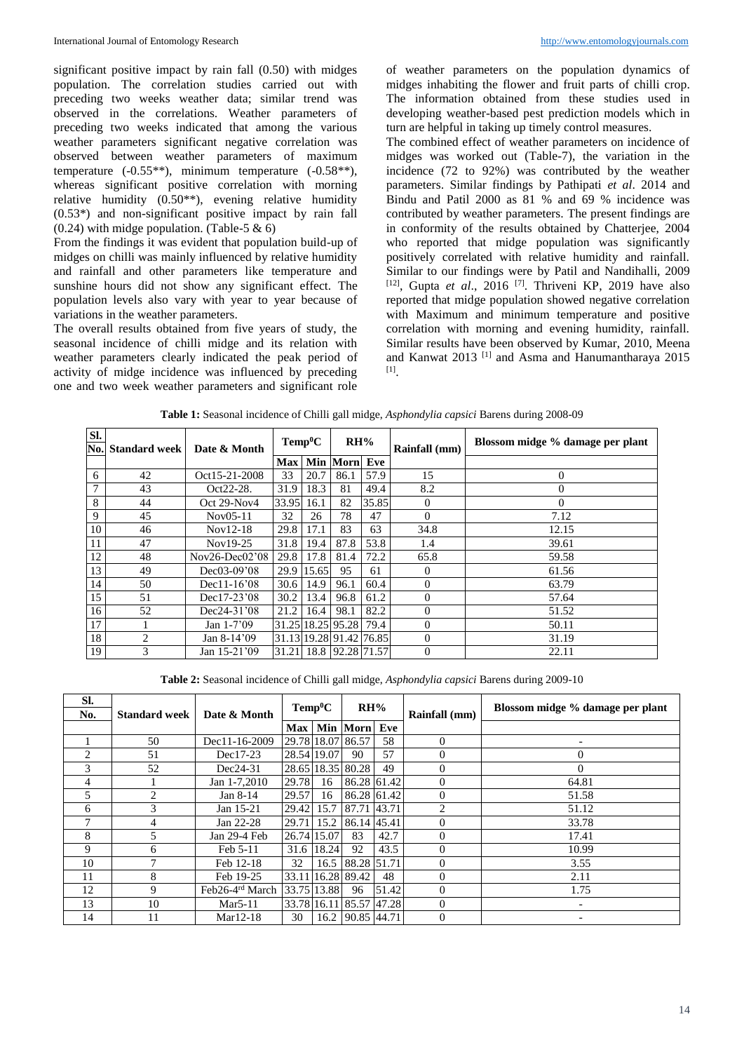significant positive impact by rain fall (0.50) with midges population. The correlation studies carried out with preceding two weeks weather data; similar trend was observed in the correlations. Weather parameters of preceding two weeks indicated that among the various weather parameters significant negative correlation was observed between weather parameters of maximum temperature (-0.55**), minimum temperature (-0.58**), whereas significant positive correlation with morning relative humidity (0.50**), evening relative humidity (0.53*) and non-significant positive impact by rain fall (0.24) with midge population. (Table-5 & 6)

From the findings it was evident that population build-up of midges on chilli was mainly influenced by relative humidity and rainfall and other parameters like temperature and sunshine hours did not show any significant effect. The population levels also vary with year to year because of variations in the weather parameters.

The overall results obtained from five years of study, the seasonal incidence of chilli midge and its relation with weather parameters clearly indicated the peak period of activity of midge incidence was influenced by preceding one and two week weather parameters and significant role of weather parameters on the population dynamics of midges inhabiting the flower and fruit parts of chilli crop. The information obtained from these studies used in developing weather-based pest prediction models which in turn are helpful in taking up timely control measures.

The combined effect of weather parameters on incidence of midges was worked out (Table-7), the variation in the incidence (72 to 92%) was contributed by the weather parameters. Similar findings by Pathipati *et al*. 2014 and Bindu and Patil 2000 as 81 % and 69 % incidence was contributed by weather parameters. The present findings are in conformity of the results obtained by Chatterjee, 2004 who reported that midge population was significantly positively correlated with relative humidity and rainfall. Similar to our findings were by Patil and Nandihalli, 2009 [12], Gupta *et al*., 2016 [7]. Thriveni KP, 2019 have also reported that midge population showed negative correlation with Maximum and minimum temperature and positive correlation with morning and evening humidity, rainfall. Similar results have been observed by Kumar, 2010, Meena and Kanwat 2013 [1] and Asma and Hanumantharaya 2015 [1].

**Table 1:** Seasonal incidence of Chilli gall midge, *Asphondylia capsici* Barens during 2008-09

| Sl. No. | Standard week | Date & Month | Temp$^0$C | | RH% | | Rainfall (mm) | Blossom midge % damage per plant |
|---|---|---|---|---|---|---|---|---|
| | | | Max | Min | Morn | Eve | | |
| 6 | 42 | Oct15-21-2008 | 33 | 20.7 | 86.1 | 57.9 | 15 | 0 |
| 7 | 43 | Oct22-28. | 31.9 | 18.3 | 81 | 49.4 | 8.2 | 0 |
| 8 | 44 | Oct 29-Nov4 | 33.95 | 16.1 | 82 | 35.85 | 0 | 0 |
| 9 | 45 | Nov05-11 | 32 | 26 | 78 | 47 | 0 | 7.12 |
| 10 | 46 | Nov12-18 | 29.8 | 17.1 | 83 | 63 | 34.8 | 12.15 |
| 11 | 47 | Nov19-25 | 31.8 | 19.4 | 87.8 | 53.8 | 1.4 | 39.61 |
| 12 | 48 | Nov26-Dec02'08 | 29.8 | 17.8 | 81.4 | 72.2 | 65.8 | 59.58 |
| 13 | 49 | Dec03-09'08 | 29.9 | 15.65 | 95 | 61 | 0 | 61.56 |
| 14 | 50 | Dec11-16'08 | 30.6 | 14.9 | 96.1 | 60.4 | 0 | 63.79 |
| 15 | 51 | Dec17-23'08 | 30.2 | 13.4 | 96.8 | 61.2 | 0 | 57.64 |
| 16 | 52 | Dec24-31'08 | 21.2 | 16.4 | 98.1 | 82.2 | 0 | 51.52 |
| 17 | 1 | Jan 1-7'09 | 31.25 | 18.25 | 95.28 | 79.4 | 0 | 50.11 |
| 18 | 2 | Jan 8-14'09 | 31.13 | 19.28 | 91.42 | 76.85 | 0 | 31.19 |
| 19 | 3 | Jan 15-21'09 | 31.21 | 18.8 | 92.28 | 71.57 | 0 | 22.11 |

**Table 2:** Seasonal incidence of Chilli gall midge, *Asphondylia capsici* Barens during 2009-10

| Sl. No. | Standard week | Date & Month | Temp$^0$C | | RH% | | Rainfall (mm) | Blossom midge % damage per plant |
|---|---|---|---|---|---|---|---|---|
| | | | Max | Min | Morn | Eve | | |
| 1 | 50 | Dec11-16-2009 | 29.78 | 18.07 | 86.57 | 58 | 0 | - |
| 2 | 51 | Dec17-23 | 28.54 | 19.07 | 90 | 57 | 0 | 0 |
| 3 | 52 | Dec24-31 | 28.65 | 18.35 | 80.28 | 49 | 0 | 0 |
| 4 | 1 | Jan 1-7,2010 | 29.78 | 16 | 86.28 | 61.42 | 0 | 64.81 |
| 5 | 2 | Jan 8-14 | 29.57 | 16 | 86.28 | 61.42 | 0 | 51.58 |
| 6 | 3 | Jan 15-21 | 29.42 | 15.7 | 87.71 | 43.71 | 2 | 51.12 |
| 7 | 4 | Jan 22-28 | 29.71 | 15.2 | 86.14 | 45.41 | 0 | 33.78 |
| 8 | 5 | Jan 29-4 Feb | 26.74 | 15.07 | 83 | 42.7 | 0 | 17.41 |
| 9 | 6 | Feb 5-11 | 31.6 | 18.24 | 92 | 43.5 | 0 | 10.99 |
| 10 | 7 | Feb 12-18 | 32 | 16.5 | 88.28 | 51.71 | 0 | 3.55 |
| 11 | 8 | Feb 19-25 | 33.11 | 16.28 | 89.42 | 48 | 0 | 2.11 |
| 12 | 9 | Feb26-4rd March | 33.75 | 13.88 | 96 | 51.42 | 0 | 1.75 |
| 13 | 10 | Mar5-11 | 33.78 | 16.11 | 85.57 | 47.28 | 0 | - |
| 14 | 11 | Mar12-18 | 30 | 16.2 | 90.85 | 44.71 | 0 | - |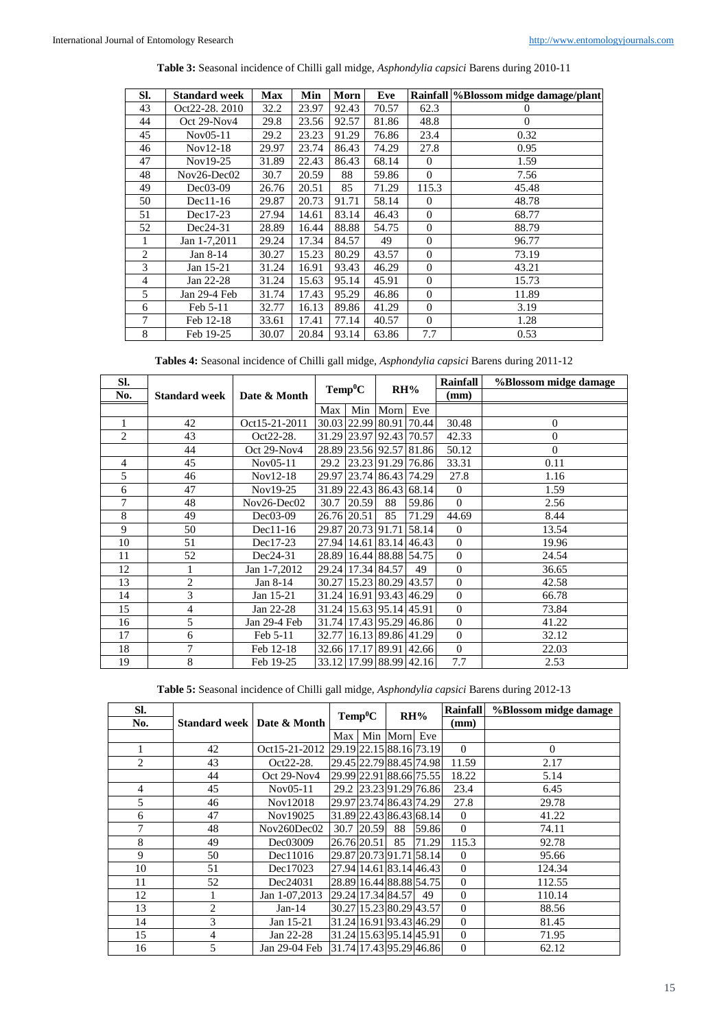**Table 3:** Seasonal incidence of Chilli gall midge, *Asphondylia capsici* Barens during 2010-11

| Sl. | Standard week | Max | Min | Morn | Eve | Rainfall | %Blossom midge damage/plant |
|---|---|---|---|---|---|---|---|
| 43 | Oct22-28. 2010 | 32.2 | 23.97 | 92.43 | 70.57 | 62.3 | 0 |
| 44 | Oct 29-Nov4 | 29.8 | 23.56 | 92.57 | 81.86 | 48.8 | 0 |
| 45 | Nov05-11 | 29.2 | 23.23 | 91.29 | 76.86 | 23.4 | 0.32 |
| 46 | Nov12-18 | 29.97 | 23.74 | 86.43 | 74.29 | 27.8 | 0.95 |
| 47 | Nov19-25 | 31.89 | 22.43 | 86.43 | 68.14 | 0 | 1.59 |
| 48 | Nov26-Dec02 | 30.7 | 20.59 | 88 | 59.86 | 0 | 7.56 |
| 49 | Dec03-09 | 26.76 | 20.51 | 85 | 71.29 | 115.3 | 45.48 |
| 50 | Dec11-16 | 29.87 | 20.73 | 91.71 | 58.14 | 0 | 48.78 |
| 51 | Dec17-23 | 27.94 | 14.61 | 83.14 | 46.43 | 0 | 68.77 |
| 52 | Dec24-31 | 28.89 | 16.44 | 88.88 | 54.75 | 0 | 88.79 |
| 1 | Jan 1-7,2011 | 29.24 | 17.34 | 84.57 | 49 | 0 | 96.77 |
| 2 | Jan 8-14 | 30.27 | 15.23 | 80.29 | 43.57 | 0 | 73.19 |
| 3 | Jan 15-21 | 31.24 | 16.91 | 93.43 | 46.29 | 0 | 43.21 |
| 4 | Jan 22-28 | 31.24 | 15.63 | 95.14 | 45.91 | 0 | 15.73 |
| 5 | Jan 29-4 Feb | 31.74 | 17.43 | 95.29 | 46.86 | 0 | 11.89 |
| 6 | Feb 5-11 | 32.77 | 16.13 | 89.86 | 41.29 | 0 | 3.19 |
| 7 | Feb 12-18 | 33.61 | 17.41 | 77.14 | 40.57 | 0 | 1.28 |
| 8 | Feb 19-25 | 30.07 | 20.84 | 93.14 | 63.86 | 7.7 | 0.53 |

**Tables 4:** Seasonal incidence of Chilli gall midge, *Asphondylia capsici* Barens during 2011-12

| Sl. No. | Standard week | Date & Month | Temp$^0$C | | RH% | | Rainfall (mm) | %Blossom midge damage |
|---|---|---|---|---|---|---|---|---|
| | | | Max | Min | Morn | Eve | | |
| 1 | 42 | Oct15-21-2011 | 30.03 | 22.99 | 80.91 | 70.44 | 30.48 | 0 |
| 2 | 43 | Oct22-28. | 31.29 | 23.97 | 92.43 | 70.57 | 42.33 | 0 |
| | 44 | Oct 29-Nov4 | 28.89 | 23.56 | 92.57 | 81.86 | 50.12 | 0 |
| 4 | 45 | Nov05-11 | 29.2 | 23.23 | 91.29 | 76.86 | 33.31 | 0.11 |
| 5 | 46 | Nov12-18 | 29.97 | 23.74 | 86.43 | 74.29 | 27.8 | 1.16 |
| 6 | 47 | Nov19-25 | 31.89 | 22.43 | 86.43 | 68.14 | 0 | 1.59 |
| 7 | 48 | Nov26-Dec02 | 30.7 | 20.59 | 88 | 59.86 | 0 | 2.56 |
| 8 | 49 | Dec03-09 | 26.76 | 20.51 | 85 | 71.29 | 44.69 | 8.44 |
| 9 | 50 | Dec11-16 | 29.87 | 20.73 | 91.71 | 58.14 | 0 | 13.54 |
| 10 | 51 | Dec17-23 | 27.94 | 14.61 | 83.14 | 46.43 | 0 | 19.96 |
| 11 | 52 | Dec24-31 | 28.89 | 16.44 | 88.88 | 54.75 | 0 | 24.54 |
| 12 | 1 | Jan 1-7,2012 | 29.24 | 17.34 | 84.57 | 49 | 0 | 36.65 |
| 13 | 2 | Jan 8-14 | 30.27 | 15.23 | 80.29 | 43.57 | 0 | 42.58 |
| 14 | 3 | Jan 15-21 | 31.24 | 16.91 | 93.43 | 46.29 | 0 | 66.78 |
| 15 | 4 | Jan 22-28 | 31.24 | 15.63 | 95.14 | 45.91 | 0 | 73.84 |
| 16 | 5 | Jan 29-4 Feb | 31.74 | 17.43 | 95.29 | 46.86 | 0 | 41.22 |
| 17 | 6 | Feb 5-11 | 32.77 | 16.13 | 89.86 | 41.29 | 0 | 32.12 |
| 18 | 7 | Feb 12-18 | 32.66 | 17.17 | 89.91 | 42.66 | 0 | 22.03 |
| 19 | 8 | Feb 19-25 | 33.12 | 17.99 | 88.99 | 42.16 | 7.7 | 2.53 |

**Table 5:** Seasonal incidence of Chilli gall midge, *Asphondylia capsici* Barens during 2012-13

| Sl. No. | Standard week | Date & Month | Temp$^0$C | | RH% | | Rainfall (mm) | %Blossom midge damage |
|---|---|---|---|---|---|---|---|---|
| | | | Max | Min | Morn | Eve | | |
| 1 | 42 | Oct15-21-2012 | 29.19 | 22.15 | 88.16 | 73.19 | 0 | 0 |
| 2 | 43 | Oct22-28. | 29.45 | 22.79 | 88.45 | 74.98 | 11.59 | 2.17 |
| | 44 | Oct 29-Nov4 | 29.99 | 22.91 | 88.66 | 75.55 | 18.22 | 5.14 |
| 4 | 45 | Nov05-11 | 29.2 | 23.23 | 91.29 | 76.86 | 23.4 | 6.45 |
| 5 | 46 | Nov12018 | 29.97 | 23.74 | 86.43 | 74.29 | 27.8 | 29.78 |
| 6 | 47 | Nov19025 | 31.89 | 22.43 | 86.43 | 68.14 | 0 | 41.22 |
| 7 | 48 | Nov260Dec02 | 30.7 | 20.59 | 88 | 59.86 | 0 | 74.11 |
| 8 | 49 | Dec03009 | 26.76 | 20.51 | 85 | 71.29 | 115.3 | 92.78 |
| 9 | 50 | Dec11016 | 29.87 | 20.73 | 91.71 | 58.14 | 0 | 95.66 |
| 10 | 51 | Dec17023 | 27.94 | 14.61 | 83.14 | 46.43 | 0 | 124.34 |
| 11 | 52 | Dec24031 | 28.89 | 16.44 | 88.88 | 54.75 | 0 | 112.55 |
| 12 | 1 | Jan 1-07,2013 | 29.24 | 17.34 | 84.57 | 49 | 0 | 110.14 |
| 13 | 2 | Jan-14 | 30.27 | 15.23 | 80.29 | 43.57 | 0 | 88.56 |
| 14 | 3 | Jan 15-21 | 31.24 | 16.91 | 93.43 | 46.29 | 0 | 81.45 |
| 15 | 4 | Jan 22-28 | 31.24 | 15.63 | 95.14 | 45.91 | 0 | 71.95 |
| 16 | 5 | Jan 29-04 Feb | 31.74 | 17.43 | 95.29 | 46.86 | 0 | 62.12 |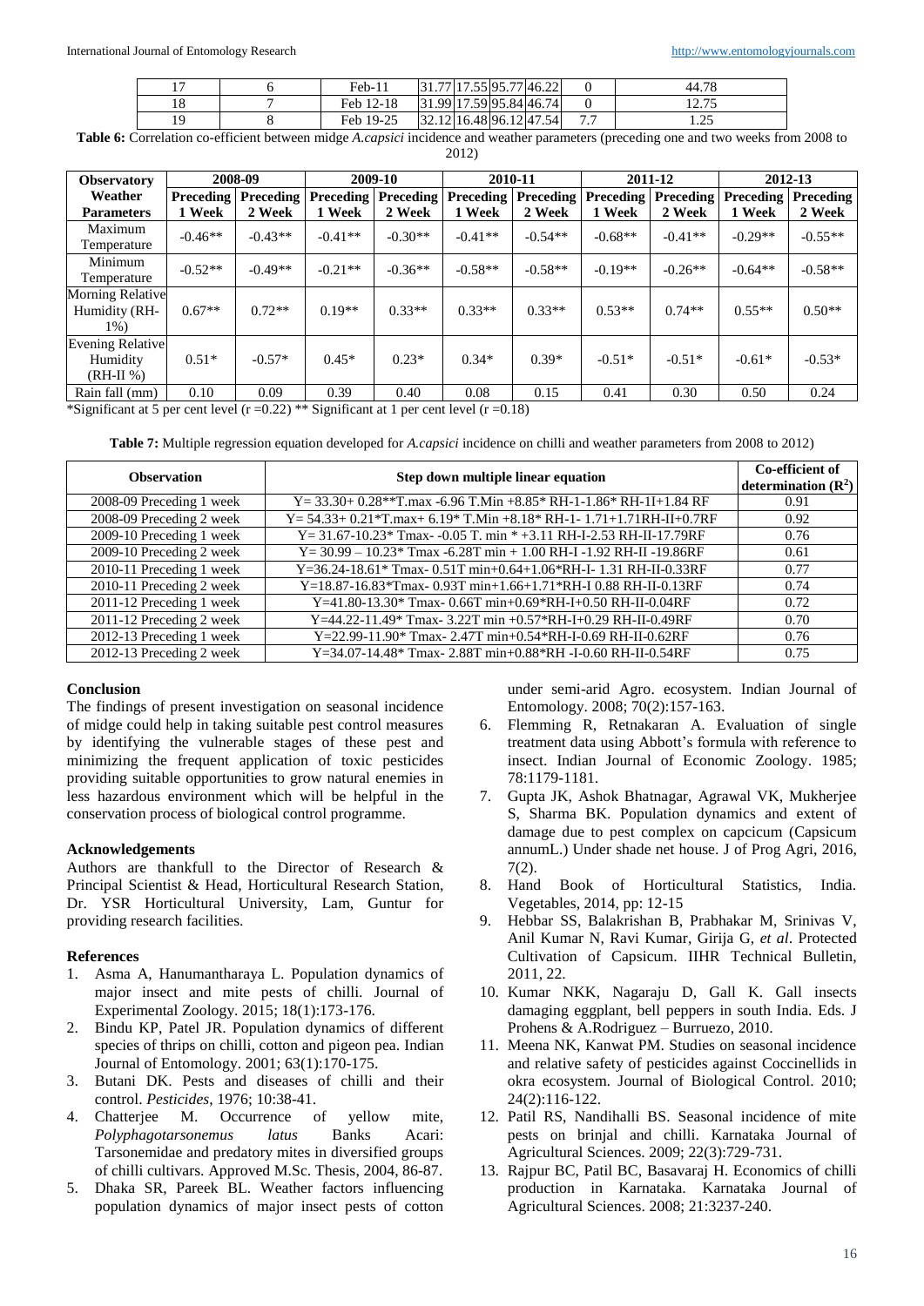| 17 | 6 | Feb-11 | 31.77 | 17.55 | 95.77 | 46.22 | 0 | 44.78 |
|---|---|---|---|---|---|---|---|---|
| 18 | 7 | Feb 12-18 | 31.99 | 17.59 | 95.84 | 46.74 | 0 | 12.75 |
| 19 | 8 | Feb 19-25 | 32.12 | 16.48 | 96.12 | 47.54 | 7.7 | 1.25 |

**Table 6:** Correlation co-efficient between midge *A.capsici* incidence and weather parameters (preceding one and two weeks from 2008 to 2012)

| Observatory Weather Parameters | 2008-09 | | 2009-10 | | 2010-11 | | 2011-12 | | 2012-13 | |
|---|---|---|---|---|---|---|---|---|---|---|
| | Preceding 1 Week | Preceding 2 Week | Preceding 1 Week | Preceding 2 Week | Preceding 1 Week | Preceding 2 Week | Preceding 1 Week | Preceding 2 Week | Preceding 1 Week | Preceding 2 Week |
| Maximum Temperature | -0.46** | -0.43** | -0.41** | -0.30** | -0.41** | -0.54** | -0.68** | -0.41** | -0.29** | -0.55** |
| Minimum Temperature | -0.52** | -0.49** | -0.21** | -0.36** | -0.58** | -0.58** | -0.19** | -0.26** | -0.64** | -0.58** |
| Morning Relative Humidity (RH-1%) | 0.67** | 0.72** | 0.19** | 0.33** | 0.33** | 0.33** | 0.53** | 0.74** | 0.55** | 0.50** |
| Evening Relative Humidity (RH-II %) | 0.51* | -0.57* | 0.45* | 0.23* | 0.34* | 0.39* | -0.51* | -0.51* | -0.61* | -0.53* |
| Rain fall (mm) | 0.10 | 0.09 | 0.39 | 0.40 | 0.08 | 0.15 | 0.41 | 0.30 | 0.50 | 0.24 |

*Significant at 5 per cent level (r =0.22) ** Significant at 1 per cent level (r =0.18)

**Table 7:** Multiple regression equation developed for *A.capsici* incidence on chilli and weather parameters from 2008 to 2012)

| Observation | Step down multiple linear equation | Co-efficient of determination ($R^2$) |
|---|---|---|
| 2008-09 Preceding 1 week | Y= 33.30+ 0.28**T.max -6.96 T.Min +8.85* RH-1-1.86* RH-1I+1.84 RF | 0.91 |
| 2008-09 Preceding 2 week | Y= 54.33+ 0.21*T.max+ 6.19* T.Min +8.18* RH-1- 1.71+1.71RH-II+0.7RF | 0.92 |
| 2009-10 Preceding 1 week | Y= 31.67-10.23* Tmax- -0.05 T. min * +3.11 RH-I-2.53 RH-II-17.79RF | 0.76 |
| 2009-10 Preceding 2 week | Y= 30.99 – 10.23* Tmax -6.28T min + 1.00 RH-I -1.92 RH-II -19.86RF | 0.61 |
| 2010-11 Preceding 1 week | Y=36.24-18.61* Tmax- 0.51T min+0.64+1.06*RH-I- 1.31 RH-II-0.33RF | 0.77 |
| 2010-11 Preceding 2 week | Y=18.87-16.83*Tmax- 0.93T min+1.66+1.71*RH-I 0.88 RH-II-0.13RF | 0.74 |
| 2011-12 Preceding 1 week | Y=41.80-13.30* Tmax- 0.66T min+0.69*RH-I+0.50 RH-II-0.04RF | 0.72 |
| 2011-12 Preceding 2 week | Y=44.22-11.49* Tmax- 3.22T min +0.57*RH-I+0.29 RH-II-0.49RF | 0.70 |
| 2012-13 Preceding 1 week | Y=22.99-11.90* Tmax- 2.47T min+0.54*RH-I-0.69 RH-II-0.62RF | 0.76 |
| 2012-13 Preceding 2 week | Y=34.07-14.48* Tmax- 2.88T min+0.88*RH -I-0.60 RH-II-0.54RF | 0.75 |

## Conclusion

The findings of present investigation on seasonal incidence of midge could help in taking suitable pest control measures by identifying the vulnerable stages of these pest and minimizing the frequent application of toxic pesticides providing suitable opportunities to grow natural enemies in less hazardous environment which will be helpful in the conservation process of biological control programme.

## Acknowledgements

Authors are thankfull to the Director of Research & Principal Scientist & Head, Horticultural Research Station, Dr. YSR Horticultural University, Lam, Guntur for providing research facilities.

## References

1. Asma A, Hanumantharaya L. Population dynamics of major insect and mite pests of chilli. Journal of Experimental Zoology. 2015; 18(1):173-176.
2. Bindu KP, Patel JR. Population dynamics of different species of thrips on chilli, cotton and pigeon pea. Indian Journal of Entomology. 2001; 63(1):170-175.
3. Butani DK. Pests and diseases of chilli and their control. *Pesticides*, 1976; 10:38-41.
4. Chatterjee M. Occurrence of yellow mite, *Polyphagotarsonemus latus* Banks Acari: Tarsonemidae and predatory mites in diversified groups of chilli cultivars. Approved M.Sc. Thesis, 2004, 86-87.
5. Dhaka SR, Pareek BL. Weather factors influencing population dynamics of major insect pests of cotton under semi-arid Agro. ecosystem. Indian Journal of Entomology. 2008; 70(2):157-163.
6. Flemming R, Retnakaran A. Evaluation of single treatment data using Abbott's formula with reference to insect. Indian Journal of Economic Zoology. 1985; 78:1179-1181.
7. Gupta JK, Ashok Bhatnagar, Agrawal VK, Mukherjee S, Sharma BK. Population dynamics and extent of damage due to pest complex on capcicum (Capsicum annumL.) Under shade net house. J of Prog Agri, 2016, 7(2).
8. Hand Book of Horticultural Statistics, India. Vegetables, 2014, pp: 12-15
9. Hebbar SS, Balakrishan B, Prabhakar M, Srinivas V, Anil Kumar N, Ravi Kumar, Girija G, *et al*. Protected Cultivation of Capsicum. IIHR Technical Bulletin, 2011, 22.
10. Kumar NKK, Nagaraju D, Gall K. Gall insects damaging eggplant, bell peppers in south India. Eds. J Prohens & A.Rodriguez – Burruezo, 2010.
11. Meena NK, Kanwat PM. Studies on seasonal incidence and relative safety of pesticides against Coccinellids in okra ecosystem. Journal of Biological Control. 2010; 24(2):116-122.
12. Patil RS, Nandihalli BS. Seasonal incidence of mite pests on brinjal and chilli. Karnataka Journal of Agricultural Sciences. 2009; 22(3):729-731.
13. Rajpur BC, Patil BC, Basavaraj H. Economics of chilli production in Karnataka. Karnataka Journal of Agricultural Sciences. 2008; 21:3237-240.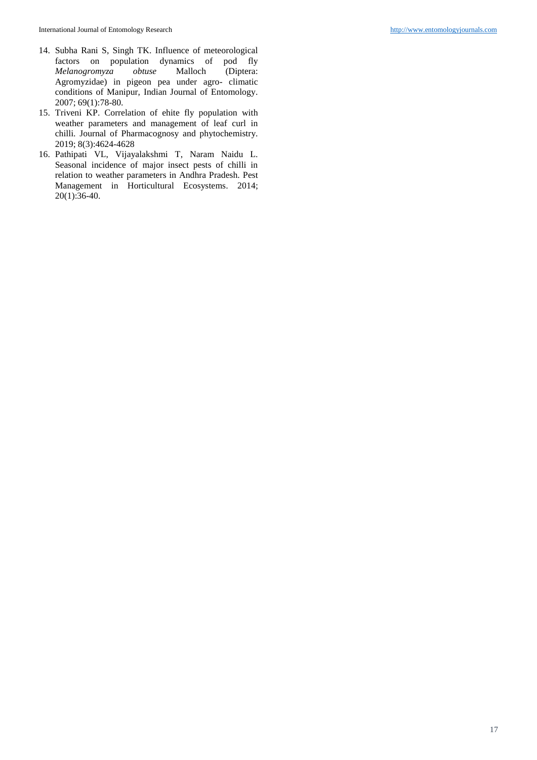14. Subha Rani S, Singh TK. Influence of meteorological factors on population dynamics of pod fly *Melanogromyza obtuse* Malloch (Diptera: Agromyzidae) in pigeon pea under agro- climatic conditions of Manipur, Indian Journal of Entomology. 2007; 69(1):78-80.
15. Triveni KP. Correlation of ehite fly population with weather parameters and management of leaf curl in chilli. Journal of Pharmacognosy and phytochemistry. 2019; 8(3):4624-4628
16. Pathipati VL, Vijayalakshmi T, Naram Naidu L. Seasonal incidence of major insect pests of chilli in relation to weather parameters in Andhra Pradesh. Pest Management in Horticultural Ecosystems. 2014; 20(1):36-40.